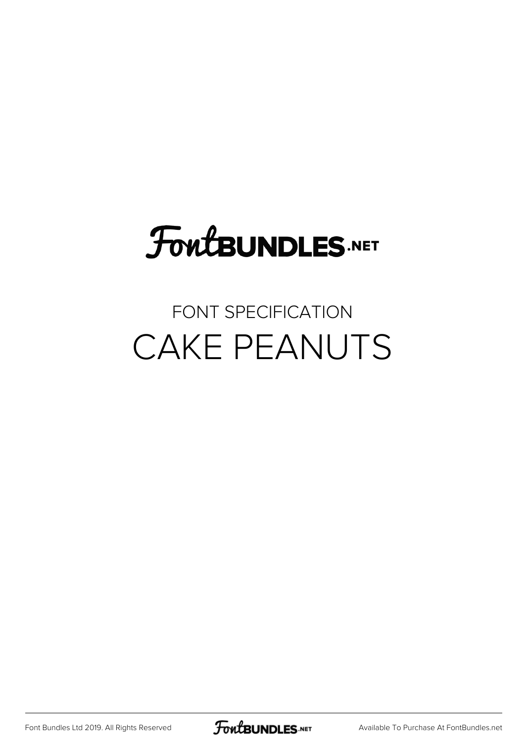# FontBUNDLES.NET

FONT SPECIFICATION

## CAKE PEANUTS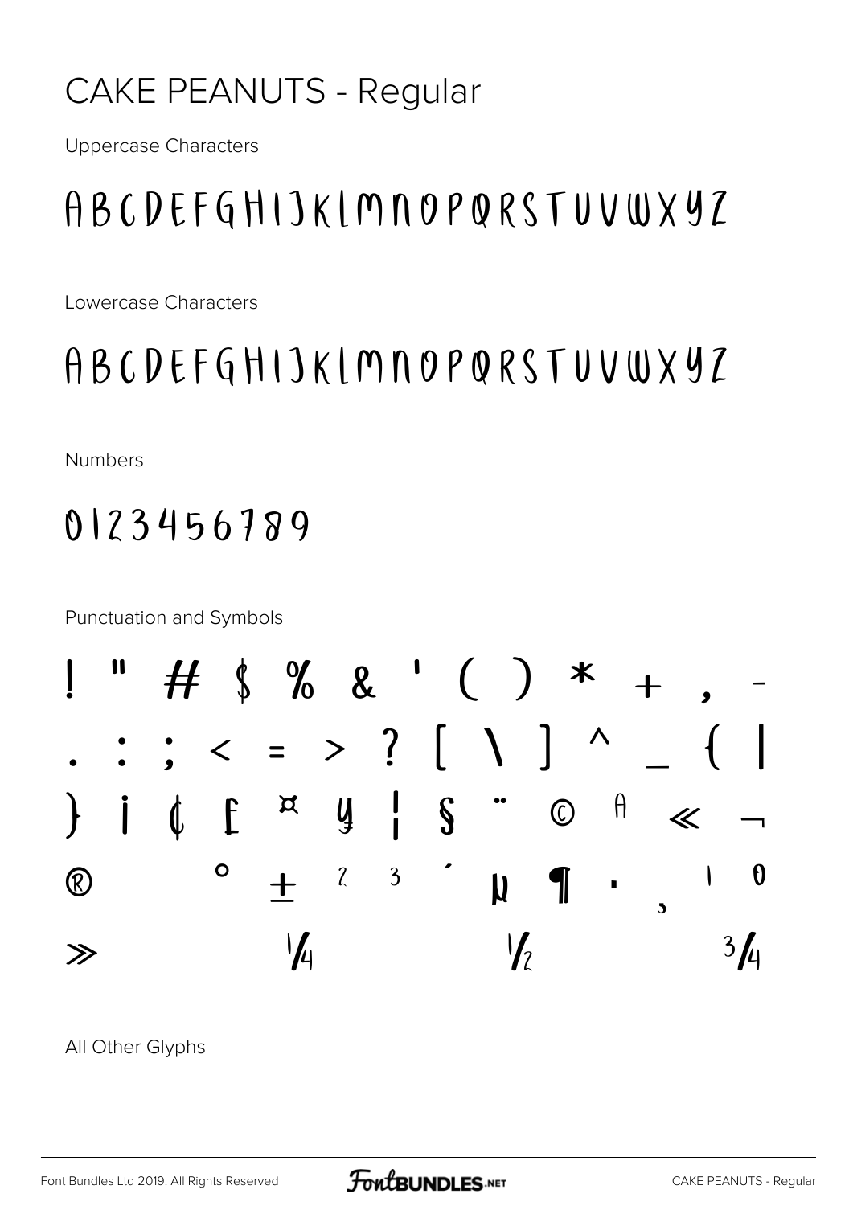# CAKE PEANUTS - Regular

Uppercase Characters

ABCDEFGHIJKLMNOPQRSTUVWXYZ

Lowercase Characters

ABCDEFGHIJKLMNOPQRSTUVWXYZ

Numbers

0123456789

Punctuation and Symbols

! " # $ % & ' ( ) * + , -

. : ; < = > ? [ \ ] ^ _ { |

} ¡ ¢ £ ¤ ¥ ¦ § ¨ © ª « ¬

® ° ± ² ³ ´ µ ¶ · ¸ ¹ º

» ¼ ½ ¾

All Other Glyphs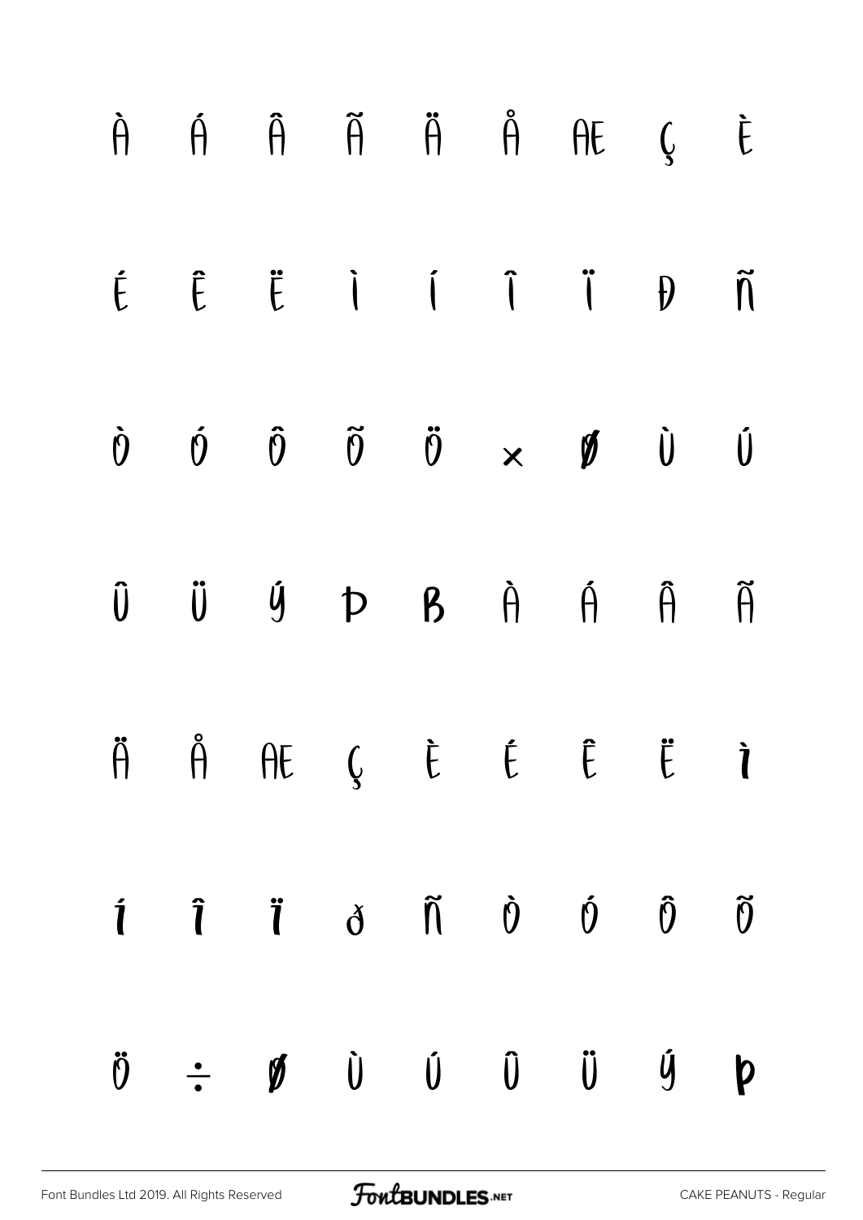À Á Â Ã Ä Å Æ Ç È

É Ê Ë Ì Í Î Ï Ð Ñ

Ò Ó Ô Õ Ö × Ø Ù Ú

Û Ü Ý Þ ß à á â ã

ä å æ ç è é ê ë ì

í î ï ð ñ ò ó ô õ

ö ÷ ø ù ú û ü ý þ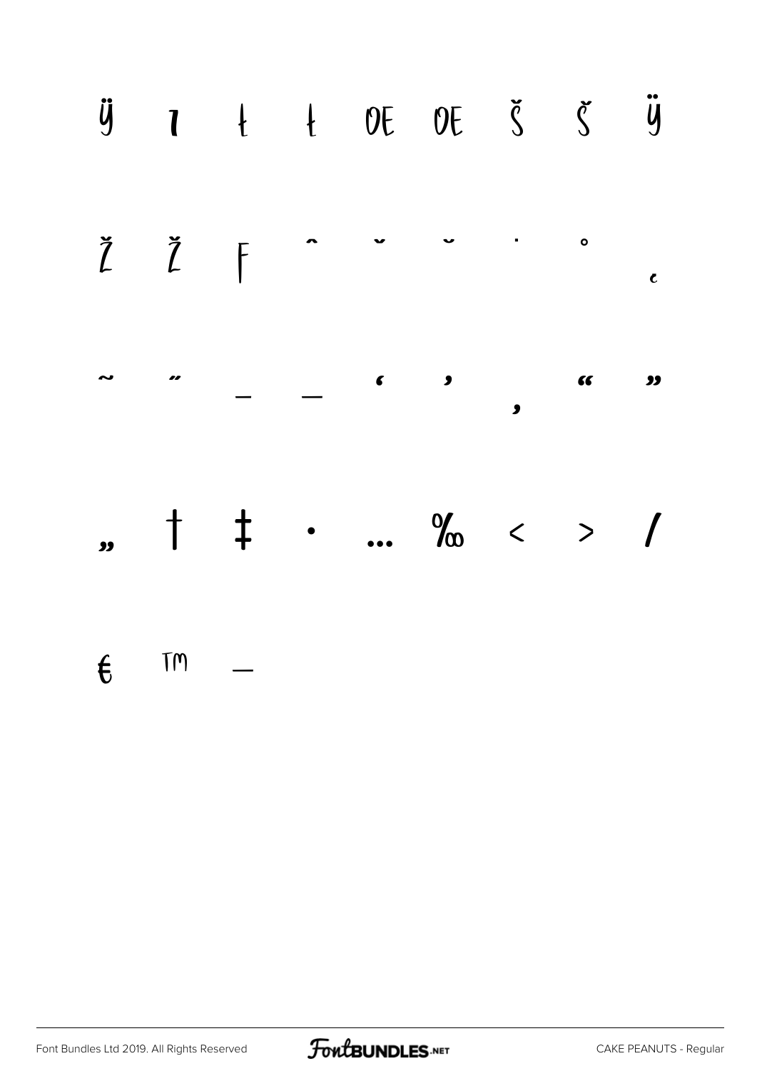ÿ ı Ł ł Œ œ Š š Ÿ

Ž ž ƒ ˆ ˇ ˘ ˙ ˚ ˛

˜ ˝ – — ' ' ‚ " "

„ † ‡ • … ‰ ‹ › ⁄

€ ™ −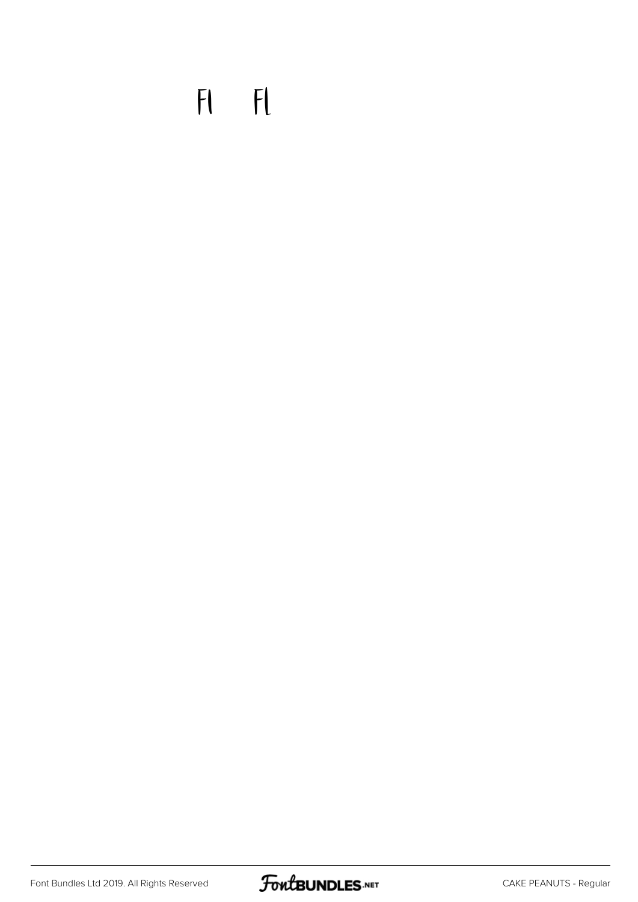ﬁ ﬂ